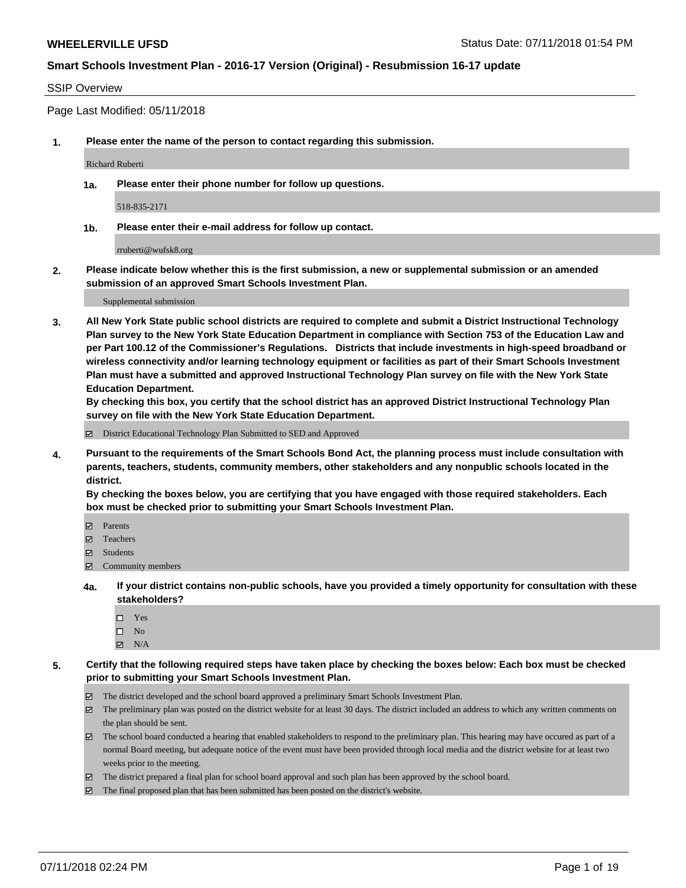**WHEELERVILLE UFSD** Status Date: 07/11/2018 01:54 PM

**Smart Schools Investment Plan - 2016-17 Version (Original) - Resubmission 16-17 update**

SSIP Overview

Page Last Modified: 05/11/2018

1. **Please enter the name of the person to contact regarding this submission.**

   Richard Ruberti

   1a. **Please enter their phone number for follow up questions.**

   518-835-2171

   1b. **Please enter their e-mail address for follow up contact.**

   rruberti@wufsk8.org

2. **Please indicate below whether this is the first submission, a new or supplemental submission or an amended submission of an approved Smart Schools Investment Plan.**

   Supplemental submission

3. **All New York State public school districts are required to complete and submit a District Instructional Technology Plan survey to the New York State Education Department in compliance with Section 753 of the Education Law and per Part 100.12 of the Commissioner's Regulations. Districts that include investments in high-speed broadband or wireless connectivity and/or learning technology equipment or facilities as part of their Smart Schools Investment Plan must have a submitted and approved Instructional Technology Plan survey on file with the New York State Education Department.**
   **By checking this box, you certify that the school district has an approved District Instructional Technology Plan survey on file with the New York State Education Department.**

   ☑ District Educational Technology Plan Submitted to SED and Approved

4. **Pursuant to the requirements of the Smart Schools Bond Act, the planning process must include consultation with parents, teachers, students, community members, other stakeholders and any nonpublic schools located in the district.**
   **By checking the boxes below, you are certifying that you have engaged with those required stakeholders. Each box must be checked prior to submitting your Smart Schools Investment Plan.**

   ☑ Parents
   ☑ Teachers
   ☑ Students
   ☑ Community members

   4a. **If your district contains non-public schools, have you provided a timely opportunity for consultation with these stakeholders?**

   ☐ Yes
   ☐ No
   ☑ N/A

5. **Certify that the following required steps have taken place by checking the boxes below: Each box must be checked prior to submitting your Smart Schools Investment Plan.**

   ☑ The district developed and the school board approved a preliminary Smart Schools Investment Plan.
   ☑ The preliminary plan was posted on the district website for at least 30 days. The district included an address to which any written comments on the plan should be sent.
   ☑ The school board conducted a hearing that enabled stakeholders to respond to the preliminary plan. This hearing may have occured as part of a normal Board meeting, but adequate notice of the event must have been provided through local media and the district website for at least two weeks prior to the meeting.
   ☑ The district prepared a final plan for school board approval and such plan has been approved by the school board.
   ☑ The final proposed plan that has been submitted has been posted on the district's website.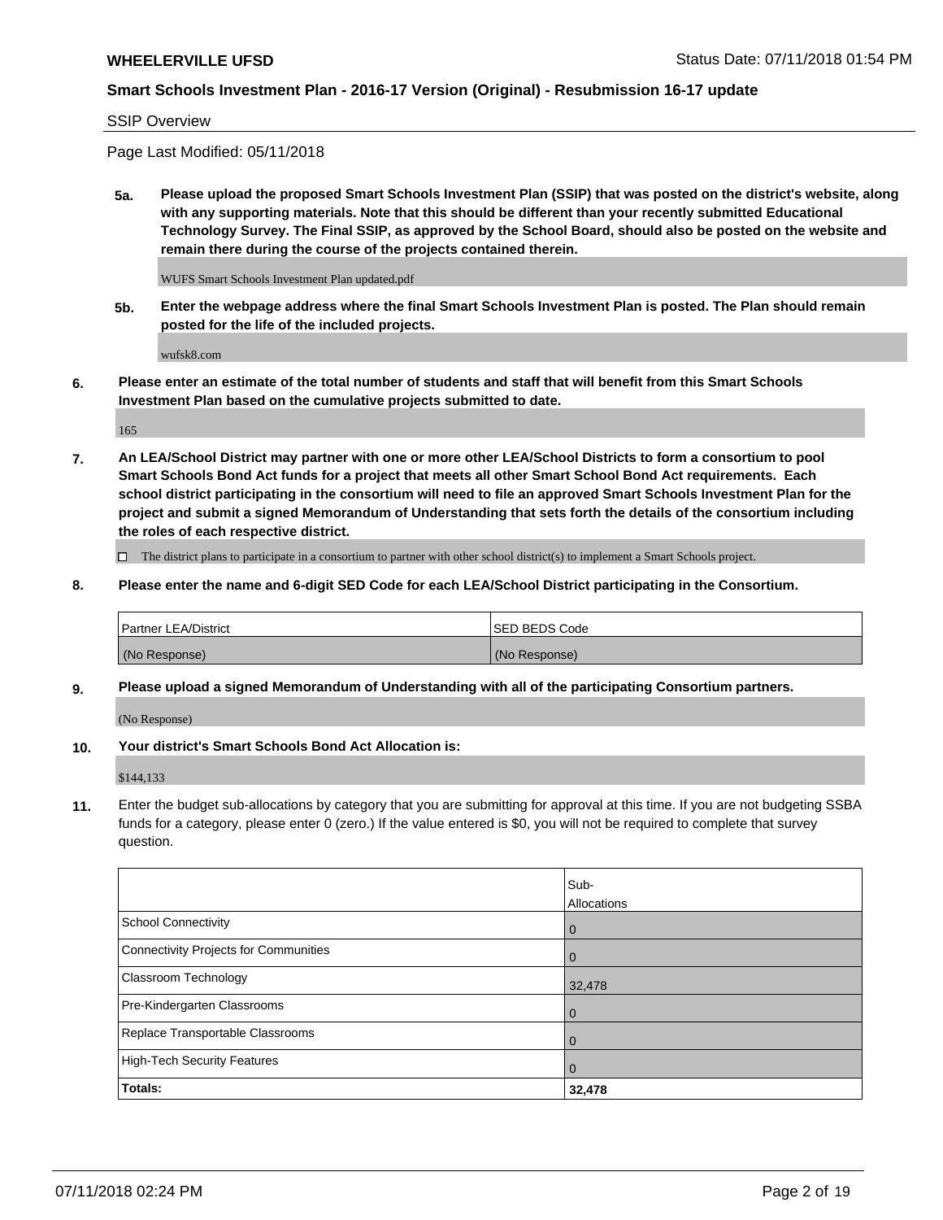**SSIP Overview**

Page Last Modified: 05/11/2018

**5a. Please upload the proposed Smart Schools Investment Plan (SSIP) that was posted on the district's website, along with any supporting materials. Note that this should be different than your recently submitted Educational Technology Survey. The Final SSIP, as approved by the School Board, should also be posted on the website and remain there during the course of the projects contained therein.**

WUFS Smart Schools Investment Plan updated.pdf

**5b. Enter the webpage address where the final Smart Schools Investment Plan is posted. The Plan should remain posted for the life of the included projects.**

wufsk8.com

**6. Please enter an estimate of the total number of students and staff that will benefit from this Smart Schools Investment Plan based on the cumulative projects submitted to date.**

165

**7. An LEA/School District may partner with one or more other LEA/School Districts to form a consortium to pool Smart Schools Bond Act funds for a project that meets all other Smart School Bond Act requirements. Each school district participating in the consortium will need to file an approved Smart Schools Investment Plan for the project and submit a signed Memorandum of Understanding that sets forth the details of the consortium including the roles of each respective district.**

☐ The district plans to participate in a consortium to partner with other school district(s) to implement a Smart Schools project.

**8. Please enter the name and 6-digit SED Code for each LEA/School District participating in the Consortium.**

| Partner LEA/District | SED BEDS Code |
|---|---|
| (No Response) | (No Response) |

**9. Please upload a signed Memorandum of Understanding with all of the participating Consortium partners.**

(No Response)

**10. Your district's Smart Schools Bond Act Allocation is:**

$144,133

**11.** Enter the budget sub-allocations by category that you are submitting for approval at this time. If you are not budgeting SSBA funds for a category, please enter 0 (zero.) If the value entered is $0, you will not be required to complete that survey question.

| | Sub-Allocations |
|---|---|
| School Connectivity | 0 |
| Connectivity Projects for Communities | 0 |
| Classroom Technology | 32,478 |
| Pre-Kindergarten Classrooms | 0 |
| Replace Transportable Classrooms | 0 |
| High-Tech Security Features | 0 |
| **Totals:** | **32,478** |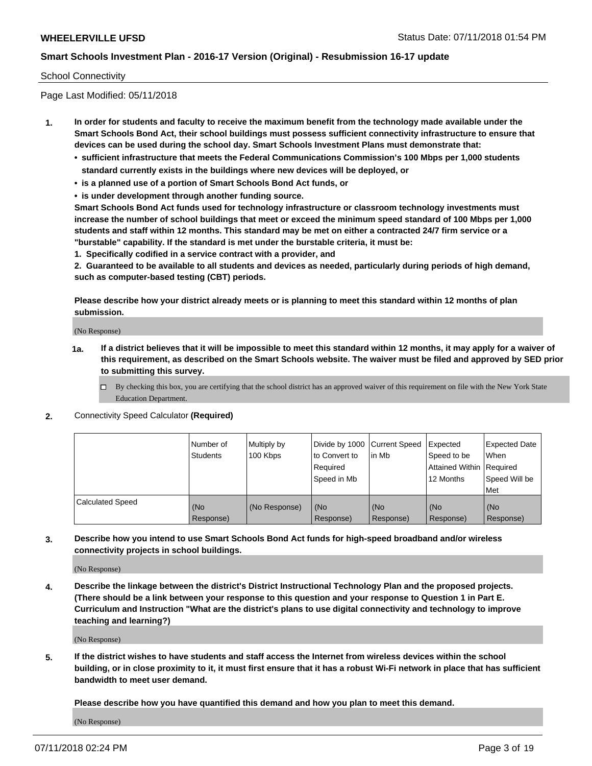School Connectivity

Page Last Modified: 05/11/2018

**1. In order for students and faculty to receive the maximum benefit from the technology made available under the Smart Schools Bond Act, their school buildings must possess sufficient connectivity infrastructure to ensure that devices can be used during the school day. Smart Schools Investment Plans must demonstrate that:**

- **sufficient infrastructure that meets the Federal Communications Commission's 100 Mbps per 1,000 students standard currently exists in the buildings where new devices will be deployed, or**
- **is a planned use of a portion of Smart Schools Bond Act funds, or**
- **is under development through another funding source.**

**Smart Schools Bond Act funds used for technology infrastructure or classroom technology investments must increase the number of school buildings that meet or exceed the minimum speed standard of 100 Mbps per 1,000 students and staff within 12 months. This standard may be met on either a contracted 24/7 firm service or a "burstable" capability. If the standard is met under the burstable criteria, it must be:**

**1. Specifically codified in a service contract with a provider, and**

**2. Guaranteed to be available to all students and devices as needed, particularly during periods of high demand, such as computer-based testing (CBT) periods.**

**Please describe how your district already meets or is planning to meet this standard within 12 months of plan submission.**

(No Response)

**1a. If a district believes that it will be impossible to meet this standard within 12 months, it may apply for a waiver of this requirement, as described on the Smart Schools website. The waiver must be filed and approved by SED prior to submitting this survey.**

☐ By checking this box, you are certifying that the school district has an approved waiver of this requirement on file with the New York State Education Department.

**2.** Connectivity Speed Calculator **(Required)**

| | Number of Students | Multiply by 100 Kbps | Divide by 1000 to Convert to Required Speed in Mb | Current Speed in Mb | Expected Speed to be Attained Within 12 Months | Expected Date When Required Speed Will be Met |
|---|---|---|---|---|---|---|
| Calculated Speed | (No Response) | (No Response) | (No Response) | (No Response) | (No Response) | (No Response) |

**3. Describe how you intend to use Smart Schools Bond Act funds for high-speed broadband and/or wireless connectivity projects in school buildings.**

(No Response)

**4. Describe the linkage between the district's District Instructional Technology Plan and the proposed projects. (There should be a link between your response to this question and your response to Question 1 in Part E. Curriculum and Instruction "What are the district's plans to use digital connectivity and technology to improve teaching and learning?)**

(No Response)

**5. If the district wishes to have students and staff access the Internet from wireless devices within the school building, or in close proximity to it, it must first ensure that it has a robust Wi-Fi network in place that has sufficient bandwidth to meet user demand.**

**Please describe how you have quantified this demand and how you plan to meet this demand.**

(No Response)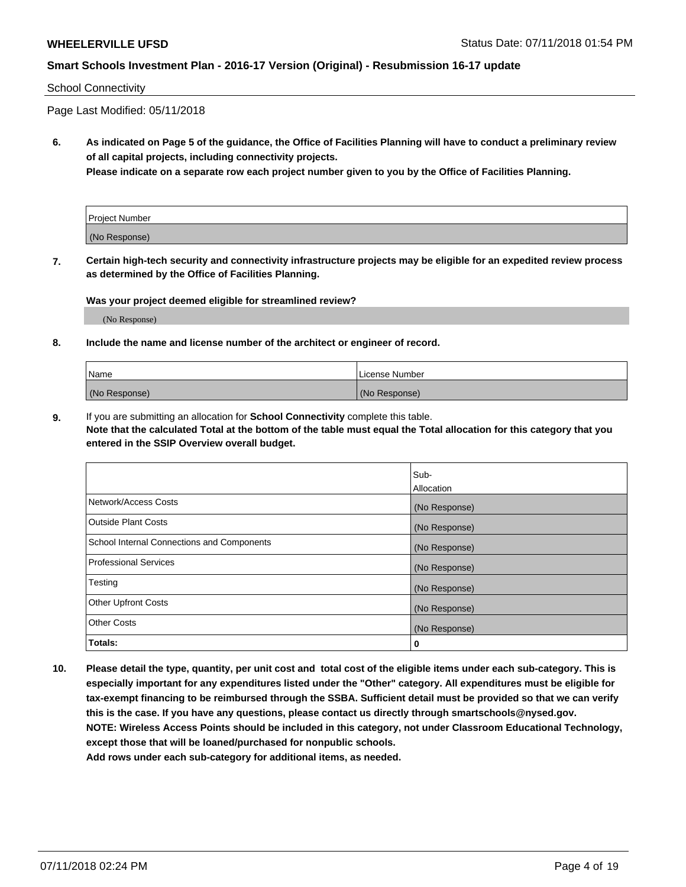School Connectivity

Page Last Modified: 05/11/2018

**6. As indicated on Page 5 of the guidance, the Office of Facilities Planning will have to conduct a preliminary review of all capital projects, including connectivity projects.**
**Please indicate on a separate row each project number given to you by the Office of Facilities Planning.**

| Project Number |
| --- |
| (No Response) |

**7. Certain high-tech security and connectivity infrastructure projects may be eligible for an expedited review process as determined by the Office of Facilities Planning.**

**Was your project deemed eligible for streamlined review?**

(No Response)

**8. Include the name and license number of the architect or engineer of record.**

| Name | License Number |
| --- | --- |
| (No Response) | (No Response) |

**9.** If you are submitting an allocation for **School Connectivity** complete this table.
**Note that the calculated Total at the bottom of the table must equal the Total allocation for this category that you entered in the SSIP Overview overall budget.**

| | Sub-Allocation |
| --- | --- |
| Network/Access Costs | (No Response) |
| Outside Plant Costs | (No Response) |
| School Internal Connections and Components | (No Response) |
| Professional Services | (No Response) |
| Testing | (No Response) |
| Other Upfront Costs | (No Response) |
| Other Costs | (No Response) |
| **Totals:** | **0** |

**10. Please detail the type, quantity, per unit cost and total cost of the eligible items under each sub-category. This is especially important for any expenditures listed under the "Other" category. All expenditures must be eligible for tax-exempt financing to be reimbursed through the SSBA. Sufficient detail must be provided so that we can verify this is the case. If you have any questions, please contact us directly through smartschools@nysed.gov.**
**NOTE: Wireless Access Points should be included in this category, not under Classroom Educational Technology, except those that will be loaned/purchased for nonpublic schools.**
**Add rows under each sub-category for additional items, as needed.**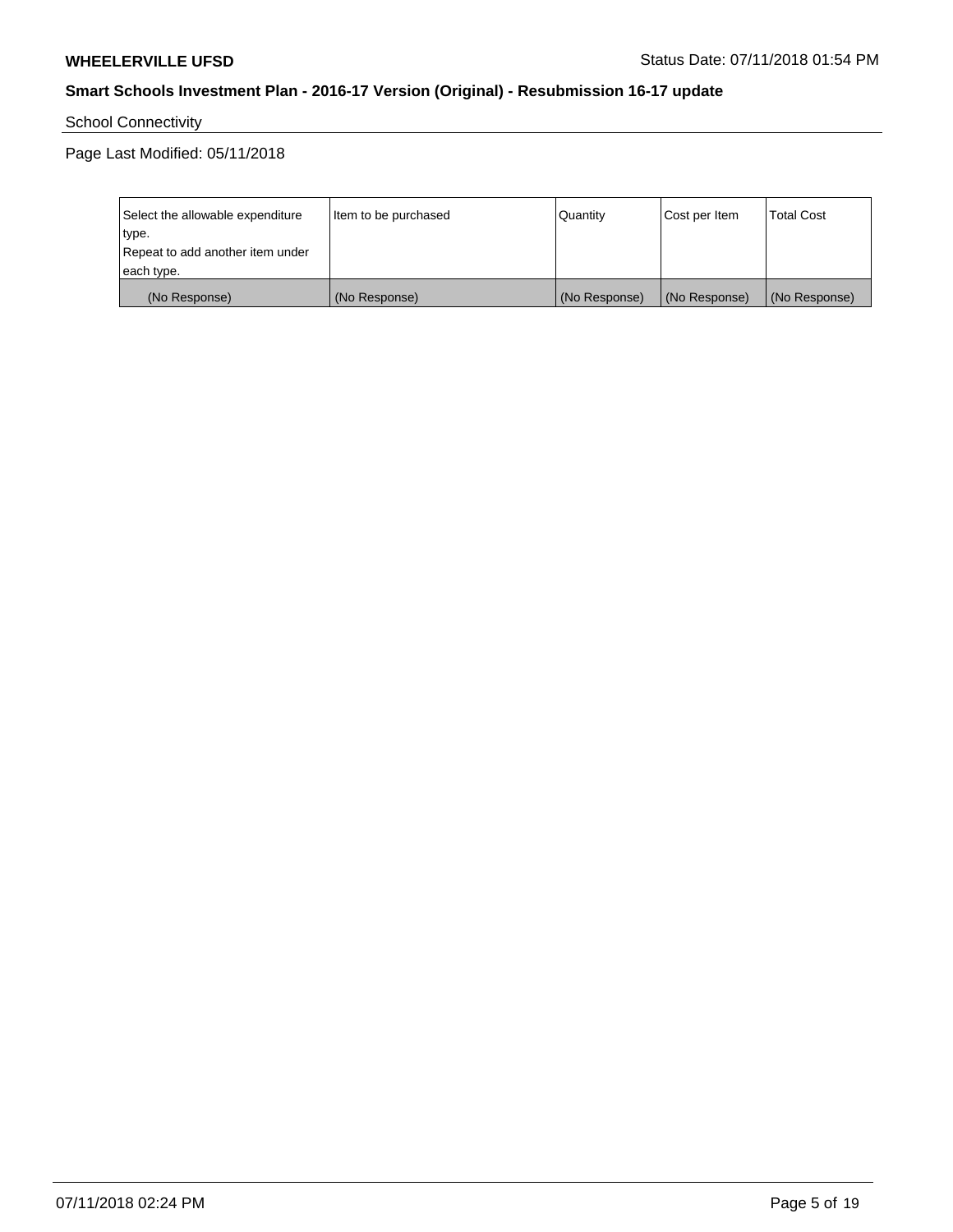School Connectivity

Page Last Modified: 05/11/2018

| Select the allowable expenditure type.<br>Repeat to add another item under each type. | Item to be purchased | Quantity | Cost per Item | Total Cost |
|---|---|---|---|---|
| (No Response) | (No Response) | (No Response) | (No Response) | (No Response) |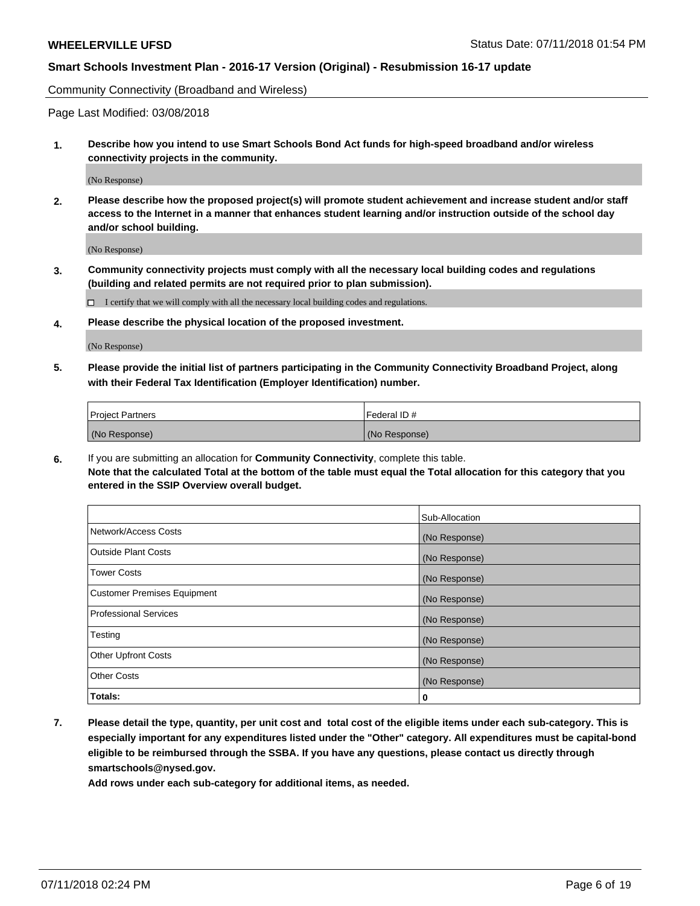Community Connectivity (Broadband and Wireless)

Page Last Modified: 03/08/2018

**1. Describe how you intend to use Smart Schools Bond Act funds for high-speed broadband and/or wireless connectivity projects in the community.**

(No Response)

**2. Please describe how the proposed project(s) will promote student achievement and increase student and/or staff access to the Internet in a manner that enhances student learning and/or instruction outside of the school day and/or school building.**

(No Response)

**3. Community connectivity projects must comply with all the necessary local building codes and regulations (building and related permits are not required prior to plan submission).**

☐ I certify that we will comply with all the necessary local building codes and regulations.

**4. Please describe the physical location of the proposed investment.**

(No Response)

**5. Please provide the initial list of partners participating in the Community Connectivity Broadband Project, along with their Federal Tax Identification (Employer Identification) number.**

| Project Partners | Federal ID # |
| --- | --- |
| (No Response) | (No Response) |

**6.** If you are submitting an allocation for **Community Connectivity**, complete this table.
**Note that the calculated Total at the bottom of the table must equal the Total allocation for this category that you entered in the SSIP Overview overall budget.**

| | Sub-Allocation |
| --- | --- |
| Network/Access Costs | (No Response) |
| Outside Plant Costs | (No Response) |
| Tower Costs | (No Response) |
| Customer Premises Equipment | (No Response) |
| Professional Services | (No Response) |
| Testing | (No Response) |
| Other Upfront Costs | (No Response) |
| Other Costs | (No Response) |
| **Totals:** | **0** |

**7. Please detail the type, quantity, per unit cost and total cost of the eligible items under each sub-category. This is especially important for any expenditures listed under the "Other" category. All expenditures must be capital-bond eligible to be reimbursed through the SSBA. If you have any questions, please contact us directly through smartschools@nysed.gov.**

**Add rows under each sub-category for additional items, as needed.**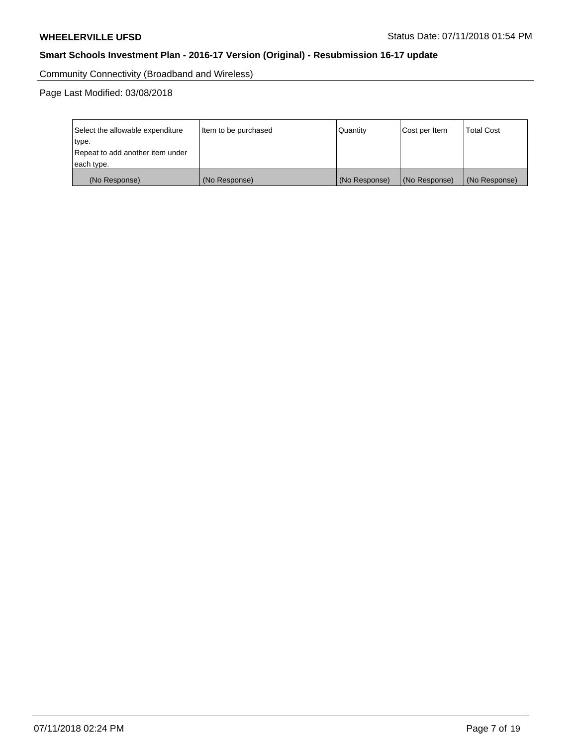Community Connectivity (Broadband and Wireless)

Page Last Modified: 03/08/2018

| Select the allowable expenditure type. Repeat to add another item under each type. | Item to be purchased | Quantity | Cost per Item | Total Cost |
|---|---|---|---|---|
| (No Response) | (No Response) | (No Response) | (No Response) | (No Response) |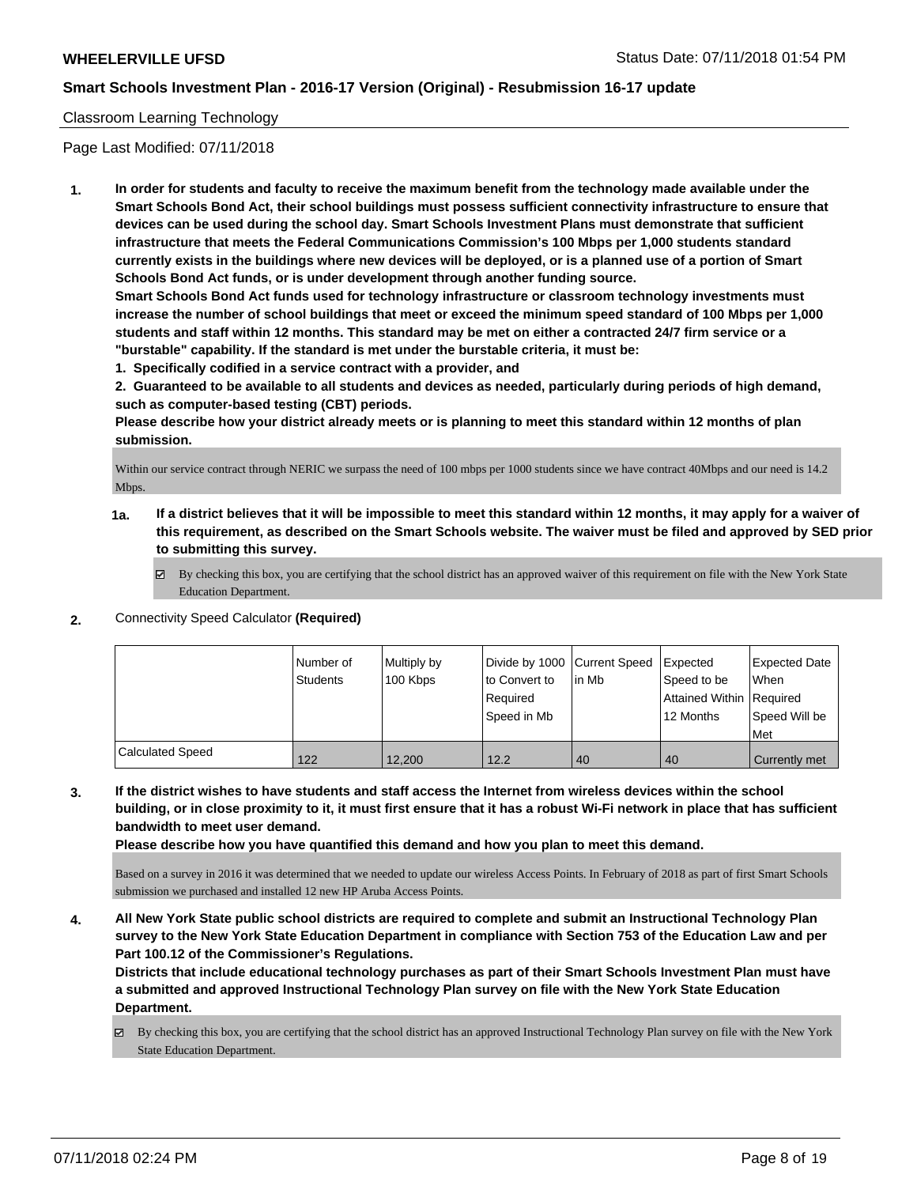Classroom Learning Technology

Page Last Modified: 07/11/2018

**1. In order for students and faculty to receive the maximum benefit from the technology made available under the Smart Schools Bond Act, their school buildings must possess sufficient connectivity infrastructure to ensure that devices can be used during the school day. Smart Schools Investment Plans must demonstrate that sufficient infrastructure that meets the Federal Communications Commission's 100 Mbps per 1,000 students standard currently exists in the buildings where new devices will be deployed, or is a planned use of a portion of Smart Schools Bond Act funds, or is under development through another funding source.**

**Smart Schools Bond Act funds used for technology infrastructure or classroom technology investments must increase the number of school buildings that meet or exceed the minimum speed standard of 100 Mbps per 1,000 students and staff within 12 months. This standard may be met on either a contracted 24/7 firm service or a "burstable" capability. If the standard is met under the burstable criteria, it must be:**

**1. Specifically codified in a service contract with a provider, and**

**2. Guaranteed to be available to all students and devices as needed, particularly during periods of high demand, such as computer-based testing (CBT) periods.**

**Please describe how your district already meets or is planning to meet this standard within 12 months of plan submission.**

Within our service contract through NERIC we surpass the need of 100 mbps per 1000 students since we have contract 40Mbps and our need is 14.2 Mbps.

**1a. If a district believes that it will be impossible to meet this standard within 12 months, it may apply for a waiver of this requirement, as described on the Smart Schools website. The waiver must be filed and approved by SED prior to submitting this survey.**

☑ By checking this box, you are certifying that the school district has an approved waiver of this requirement on file with the New York State Education Department.

**2.** Connectivity Speed Calculator **(Required)**

| | Number of Students | Multiply by 100 Kbps | Divide by 1000 to Convert to Required Speed in Mb | Current Speed in Mb | Expected Speed to be Attained Within 12 Months | Expected Date When Required Speed Will be Met |
|---|---|---|---|---|---|---|
| Calculated Speed | 122 | 12,200 | 12.2 | 40 | 40 | Currently met |

**3. If the district wishes to have students and staff access the Internet from wireless devices within the school building, or in close proximity to it, it must first ensure that it has a robust Wi-Fi network in place that has sufficient bandwidth to meet user demand.**

**Please describe how you have quantified this demand and how you plan to meet this demand.**

Based on a survey in 2016 it was determined that we needed to update our wireless Access Points. In February of 2018 as part of first Smart Schools submission we purchased and installed 12 new HP Aruba Access Points.

**4. All New York State public school districts are required to complete and submit an Instructional Technology Plan survey to the New York State Education Department in compliance with Section 753 of the Education Law and per Part 100.12 of the Commissioner's Regulations.**

**Districts that include educational technology purchases as part of their Smart Schools Investment Plan must have a submitted and approved Instructional Technology Plan survey on file with the New York State Education Department.**

☑ By checking this box, you are certifying that the school district has an approved Instructional Technology Plan survey on file with the New York State Education Department.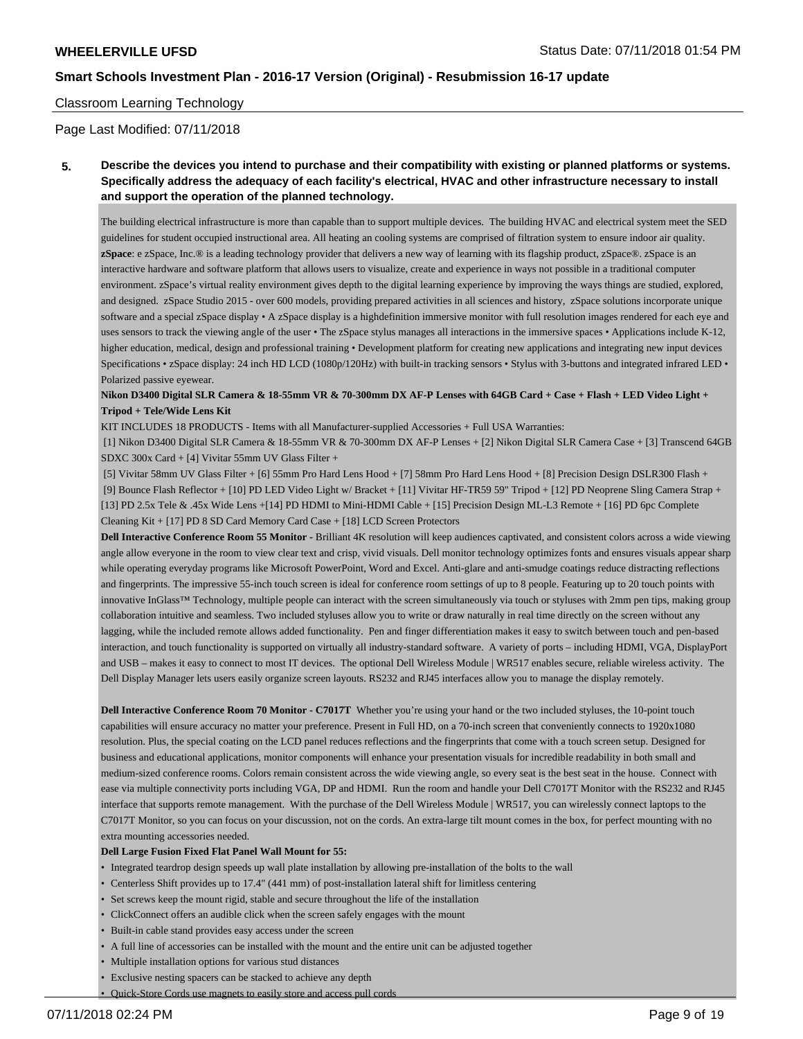Classroom Learning Technology

Page Last Modified: 07/11/2018

**5. Describe the devices you intend to purchase and their compatibility with existing or planned platforms or systems. Specifically address the adequacy of each facility's electrical, HVAC and other infrastructure necessary to install and support the operation of the planned technology.**

The building electrical infrastructure is more than capable than to support multiple devices. The building HVAC and electrical system meet the SED guidelines for student occupied instructional area. All heating an cooling systems are comprised of filtration system to ensure indoor air quality. **zSpace**: e zSpace, Inc.® is a leading technology provider that delivers a new way of learning with its flagship product, zSpace®. zSpace is an interactive hardware and software platform that allows users to visualize, create and experience in ways not possible in a traditional computer environment. zSpace's virtual reality environment gives depth to the digital learning experience by improving the ways things are studied, explored, and designed. zSpace Studio 2015 - over 600 models, providing prepared activities in all sciences and history, zSpace solutions incorporate unique software and a special zSpace display • A zSpace display is a highdefinition immersive monitor with full resolution images rendered for each eye and uses sensors to track the viewing angle of the user • The zSpace stylus manages all interactions in the immersive spaces • Applications include K-12, higher education, medical, design and professional training • Development platform for creating new applications and integrating new input devices Specifications • zSpace display: 24 inch HD LCD (1080p/120Hz) with built-in tracking sensors • Stylus with 3-buttons and integrated infrared LED • Polarized passive eyewear.

**Nikon D3400 Digital SLR Camera & 18-55mm VR & 70-300mm DX AF-P Lenses with 64GB Card + Case + Flash + LED Video Light + Tripod + Tele/Wide Lens Kit**

KIT INCLUDES 18 PRODUCTS - Items with all Manufacturer-supplied Accessories + Full USA Warranties:

[1] Nikon D3400 Digital SLR Camera & 18-55mm VR & 70-300mm DX AF-P Lenses + [2] Nikon Digital SLR Camera Case + [3] Transcend 64GB SDXC 300x Card + [4] Vivitar 55mm UV Glass Filter +

[5] Vivitar 58mm UV Glass Filter + [6] 55mm Pro Hard Lens Hood + [7] 58mm Pro Hard Lens Hood + [8] Precision Design DSLR300 Flash +

[9] Bounce Flash Reflector + [10] PD LED Video Light w/ Bracket + [11] Vivitar HF-TR59 59" Tripod + [12] PD Neoprene Sling Camera Strap + [13] PD 2.5x Tele & .45x Wide Lens +[14] PD HDMI to Mini-HDMI Cable + [15] Precision Design ML-L3 Remote + [16] PD 6pc Complete Cleaning Kit + [17] PD 8 SD Card Memory Card Case + [18] LCD Screen Protectors

**Dell Interactive Conference Room 55 Monitor** - Brilliant 4K resolution will keep audiences captivated, and consistent colors across a wide viewing angle allow everyone in the room to view clear text and crisp, vivid visuals. Dell monitor technology optimizes fonts and ensures visuals appear sharp while operating everyday programs like Microsoft PowerPoint, Word and Excel. Anti-glare and anti-smudge coatings reduce distracting reflections and fingerprints. The impressive 55-inch touch screen is ideal for conference room settings of up to 8 people. Featuring up to 20 touch points with innovative InGlass™ Technology, multiple people can interact with the screen simultaneously via touch or styluses with 2mm pen tips, making group collaboration intuitive and seamless. Two included styluses allow you to write or draw naturally in real time directly on the screen without any lagging, while the included remote allows added functionality. Pen and finger differentiation makes it easy to switch between touch and pen-based interaction, and touch functionality is supported on virtually all industry-standard software. A variety of ports – including HDMI, VGA, DisplayPort and USB – makes it easy to connect to most IT devices. The optional Dell Wireless Module | WR517 enables secure, reliable wireless activity. The Dell Display Manager lets users easily organize screen layouts. RS232 and RJ45 interfaces allow you to manage the display remotely.

**Dell Interactive Conference Room 70 Monitor - C7017T** Whether you're using your hand or the two included styluses, the 10-point touch capabilities will ensure accuracy no matter your preference. Present in Full HD, on a 70-inch screen that conveniently connects to 1920x1080 resolution. Plus, the special coating on the LCD panel reduces reflections and the fingerprints that come with a touch screen setup. Designed for business and educational applications, monitor components will enhance your presentation visuals for incredible readability in both small and medium-sized conference rooms. Colors remain consistent across the wide viewing angle, so every seat is the best seat in the house. Connect with ease via multiple connectivity ports including VGA, DP and HDMI. Run the room and handle your Dell C7017T Monitor with the RS232 and RJ45 interface that supports remote management. With the purchase of the Dell Wireless Module | WR517, you can wirelessly connect laptops to the C7017T Monitor, so you can focus on your discussion, not on the cords. An extra-large tilt mount comes in the box, for perfect mounting with no extra mounting accessories needed.

**Dell Large Fusion Fixed Flat Panel Wall Mount for 55:**

- Integrated teardrop design speeds up wall plate installation by allowing pre-installation of the bolts to the wall
- Centerless Shift provides up to 17.4" (441 mm) of post-installation lateral shift for limitless centering
- Set screws keep the mount rigid, stable and secure throughout the life of the installation
- ClickConnect offers an audible click when the screen safely engages with the mount
- Built-in cable stand provides easy access under the screen
- A full line of accessories can be installed with the mount and the entire unit can be adjusted together
- Multiple installation options for various stud distances
- Exclusive nesting spacers can be stacked to achieve any depth
- Quick-Store Cords use magnets to easily store and access pull cords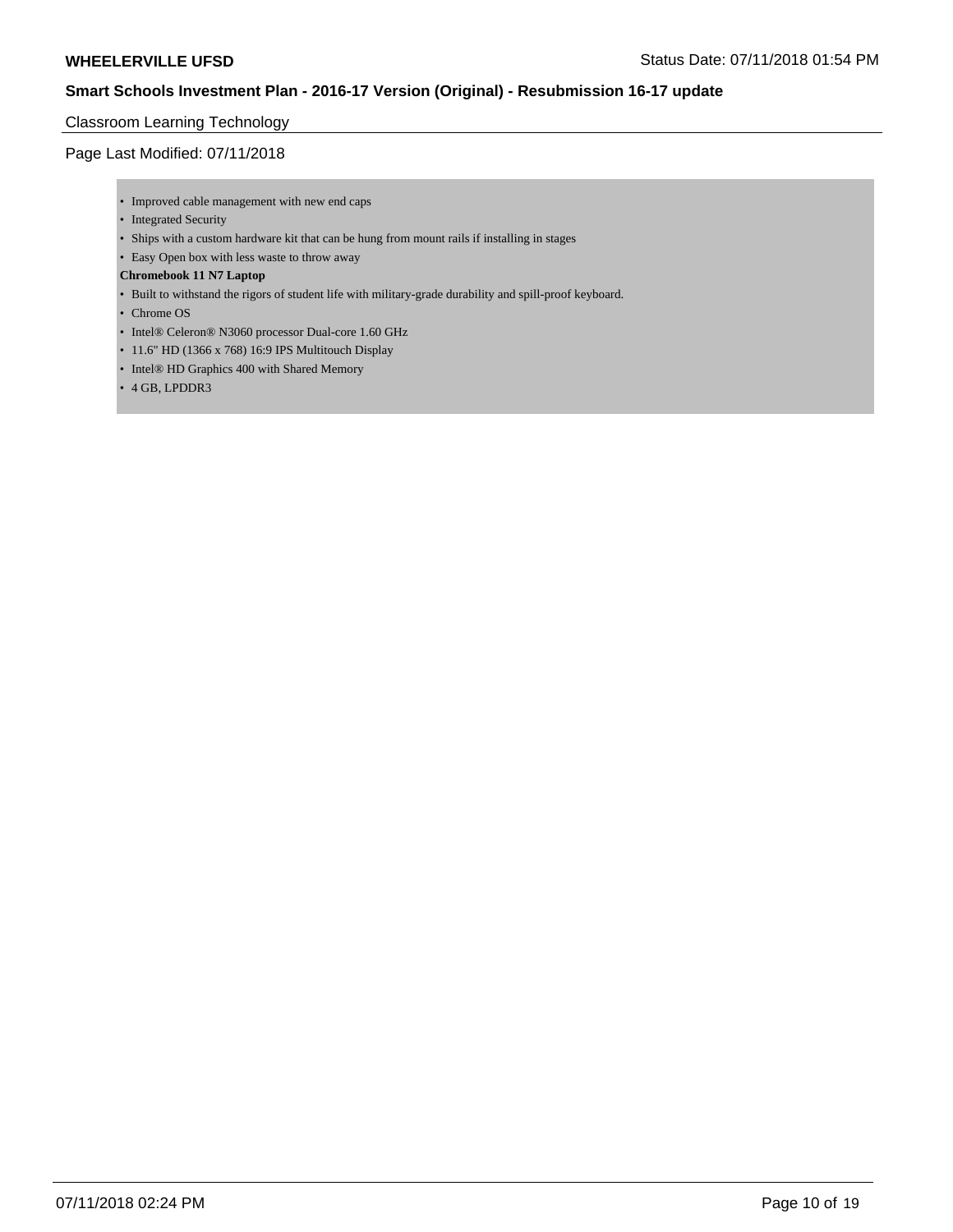Classroom Learning Technology

Page Last Modified: 07/11/2018

- Improved cable management with new end caps
- Integrated Security
- Ships with a custom hardware kit that can be hung from mount rails if installing in stages
- Easy Open box with less waste to throw away

**Chromebook 11 N7 Laptop**

- Built to withstand the rigors of student life with military-grade durability and spill-proof keyboard.
- Chrome OS
- Intel® Celeron® N3060 processor Dual-core 1.60 GHz
- 11.6" HD (1366 x 768) 16:9 IPS Multitouch Display
- Intel® HD Graphics 400 with Shared Memory
- 4 GB, LPDDR3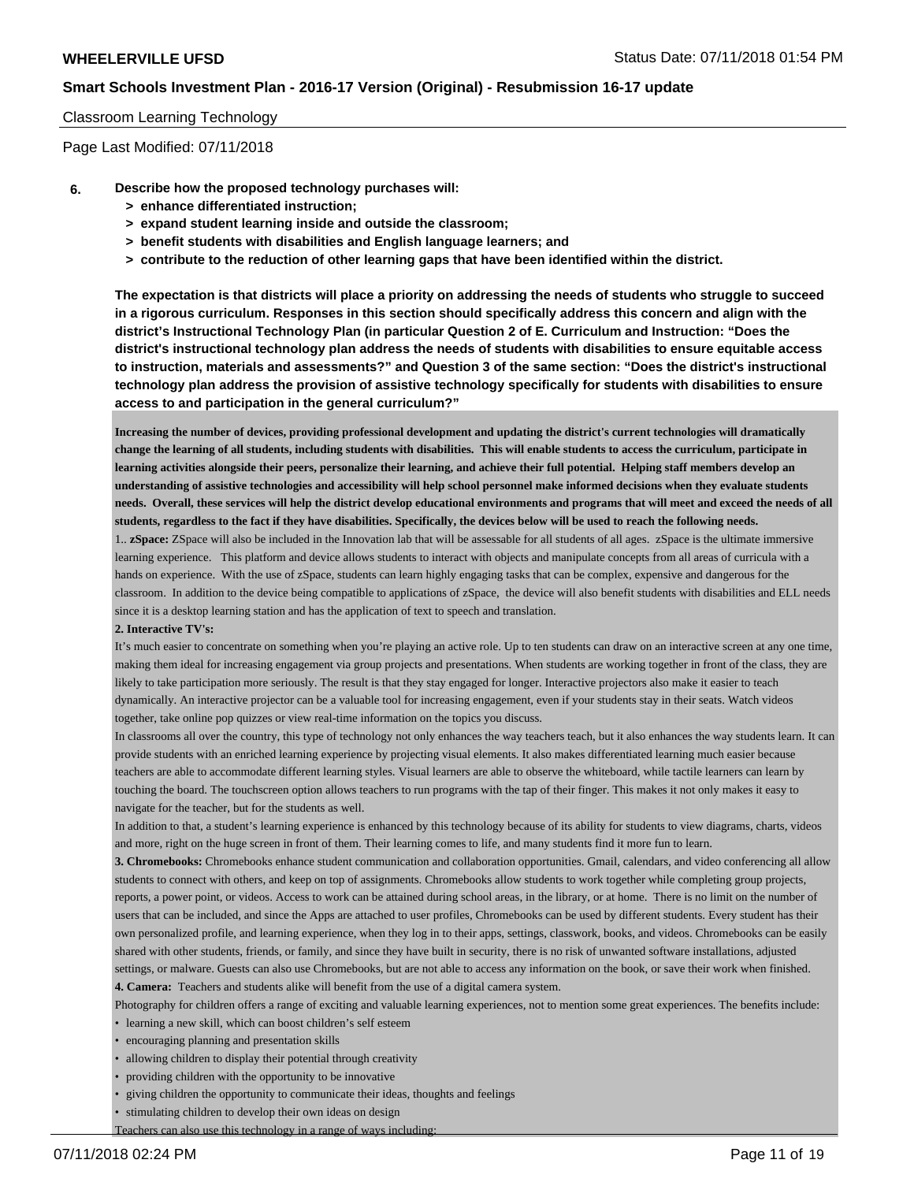Classroom Learning Technology

Page Last Modified: 07/11/2018

**6. Describe how the proposed technology purchases will:**
- **> enhance differentiated instruction;**
- **> expand student learning inside and outside the classroom;**
- **> benefit students with disabilities and English language learners; and**
- **> contribute to the reduction of other learning gaps that have been identified within the district.**

**The expectation is that districts will place a priority on addressing the needs of students who struggle to succeed in a rigorous curriculum. Responses in this section should specifically address this concern and align with the district's Instructional Technology Plan (in particular Question 2 of E. Curriculum and Instruction: "Does the district's instructional technology plan address the needs of students with disabilities to ensure equitable access to instruction, materials and assessments?" and Question 3 of the same section: "Does the district's instructional technology plan address the provision of assistive technology specifically for students with disabilities to ensure access to and participation in the general curriculum?"**

**Increasing the number of devices, providing professional development and updating the district's current technologies will dramatically change the learning of all students, including students with disabilities. This will enable students to access the curriculum, participate in learning activities alongside their peers, personalize their learning, and achieve their full potential. Helping staff members develop an understanding of assistive technologies and accessibility will help school personnel make informed decisions when they evaluate students needs. Overall, these services will help the district develop educational environments and programs that will meet and exceed the needs of all students, regardless to the fact if they have disabilities. Specifically, the devices below will be used to reach the following needs.**

1.. **zSpace:** ZSpace will also be included in the Innovation lab that will be assessable for all students of all ages. zSpace is the ultimate immersive learning experience. This platform and device allows students to interact with objects and manipulate concepts from all areas of curricula with a hands on experience. With the use of zSpace, students can learn highly engaging tasks that can be complex, expensive and dangerous for the classroom. In addition to the device being compatible to applications of zSpace, the device will also benefit students with disabilities and ELL needs since it is a desktop learning station and has the application of text to speech and translation.

**2. Interactive TV's:**

It's much easier to concentrate on something when you're playing an active role. Up to ten students can draw on an interactive screen at any one time, making them ideal for increasing engagement via group projects and presentations. When students are working together in front of the class, they are likely to take participation more seriously. The result is that they stay engaged for longer. Interactive projectors also make it easier to teach dynamically. An interactive projector can be a valuable tool for increasing engagement, even if your students stay in their seats. Watch videos together, take online pop quizzes or view real-time information on the topics you discuss.

In classrooms all over the country, this type of technology not only enhances the way teachers teach, but it also enhances the way students learn. It can provide students with an enriched learning experience by projecting visual elements. It also makes differentiated learning much easier because teachers are able to accommodate different learning styles. Visual learners are able to observe the whiteboard, while tactile learners can learn by touching the board. The touchscreen option allows teachers to run programs with the tap of their finger. This makes it not only makes it easy to navigate for the teacher, but for the students as well.

In addition to that, a student's learning experience is enhanced by this technology because of its ability for students to view diagrams, charts, videos and more, right on the huge screen in front of them. Their learning comes to life, and many students find it more fun to learn.

**3. Chromebooks:** Chromebooks enhance student communication and collaboration opportunities. Gmail, calendars, and video conferencing all allow students to connect with others, and keep on top of assignments. Chromebooks allow students to work together while completing group projects, reports, a power point, or videos. Access to work can be attained during school areas, in the library, or at home. There is no limit on the number of users that can be included, and since the Apps are attached to user profiles, Chromebooks can be used by different students. Every student has their own personalized profile, and learning experience, when they log in to their apps, settings, classwork, books, and videos. Chromebooks can be easily shared with other students, friends, or family, and since they have built in security, there is no risk of unwanted software installations, adjusted settings, or malware. Guests can also use Chromebooks, but are not able to access any information on the book, or save their work when finished.

**4. Camera:** Teachers and students alike will benefit from the use of a digital camera system.

Photography for children offers a range of exciting and valuable learning experiences, not to mention some great experiences. The benefits include:

- learning a new skill, which can boost children's self esteem
- encouraging planning and presentation skills
- allowing children to display their potential through creativity
- providing children with the opportunity to be innovative
- giving children the opportunity to communicate their ideas, thoughts and feelings
- stimulating children to develop their own ideas on design

Teachers can also use this technology in a range of ways including: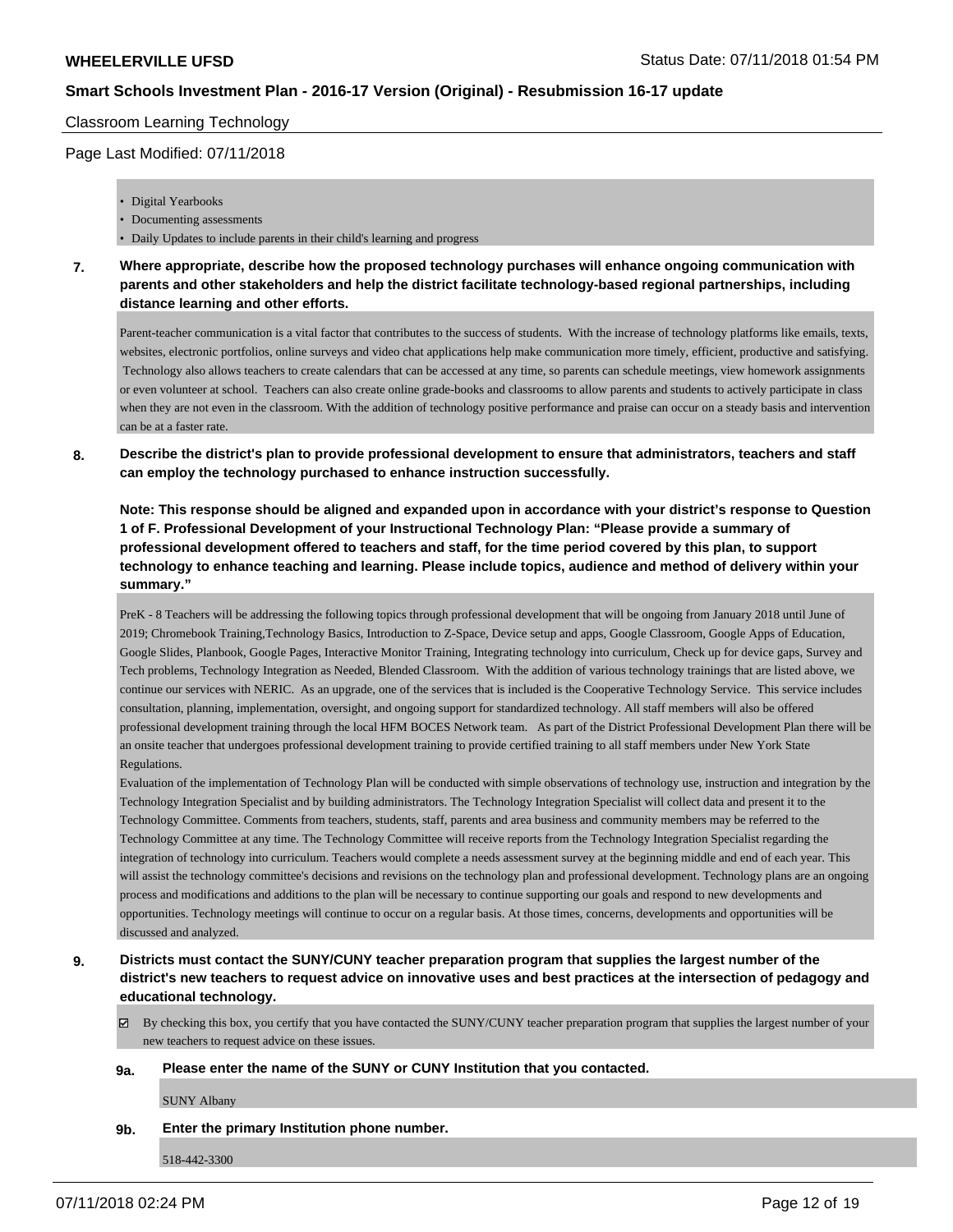Classroom Learning Technology

Page Last Modified: 07/11/2018

- Digital Yearbooks
- Documenting assessments
- Daily Updates to include parents in their child's learning and progress

**7. Where appropriate, describe how the proposed technology purchases will enhance ongoing communication with parents and other stakeholders and help the district facilitate technology-based regional partnerships, including distance learning and other efforts.**

Parent-teacher communication is a vital factor that contributes to the success of students. With the increase of technology platforms like emails, texts, websites, electronic portfolios, online surveys and video chat applications help make communication more timely, efficient, productive and satisfying. Technology also allows teachers to create calendars that can be accessed at any time, so parents can schedule meetings, view homework assignments or even volunteer at school. Teachers can also create online grade-books and classrooms to allow parents and students to actively participate in class when they are not even in the classroom. With the addition of technology positive performance and praise can occur on a steady basis and intervention can be at a faster rate.

**8. Describe the district's plan to provide professional development to ensure that administrators, teachers and staff can employ the technology purchased to enhance instruction successfully.**

**Note: This response should be aligned and expanded upon in accordance with your district's response to Question 1 of F. Professional Development of your Instructional Technology Plan: "Please provide a summary of professional development offered to teachers and staff, for the time period covered by this plan, to support technology to enhance teaching and learning. Please include topics, audience and method of delivery within your summary."**

PreK - 8 Teachers will be addressing the following topics through professional development that will be ongoing from January 2018 until June of 2019; Chromebook Training,Technology Basics, Introduction to Z-Space, Device setup and apps, Google Classroom, Google Apps of Education, Google Slides, Planbook, Google Pages, Interactive Monitor Training, Integrating technology into curriculum, Check up for device gaps, Survey and Tech problems, Technology Integration as Needed, Blended Classroom. With the addition of various technology trainings that are listed above, we continue our services with NERIC. As an upgrade, one of the services that is included is the Cooperative Technology Service. This service includes consultation, planning, implementation, oversight, and ongoing support for standardized technology. All staff members will also be offered professional development training through the local HFM BOCES Network team. As part of the District Professional Development Plan there will be an onsite teacher that undergoes professional development training to provide certified training to all staff members under New York State Regulations.

Evaluation of the implementation of Technology Plan will be conducted with simple observations of technology use, instruction and integration by the Technology Integration Specialist and by building administrators. The Technology Integration Specialist will collect data and present it to the Technology Committee. Comments from teachers, students, staff, parents and area business and community members may be referred to the Technology Committee at any time. The Technology Committee will receive reports from the Technology Integration Specialist regarding the integration of technology into curriculum. Teachers would complete a needs assessment survey at the beginning middle and end of each year. This will assist the technology committee's decisions and revisions on the technology plan and professional development. Technology plans are an ongoing process and modifications and additions to the plan will be necessary to continue supporting our goals and respond to new developments and opportunities. Technology meetings will continue to occur on a regular basis. At those times, concerns, developments and opportunities will be discussed and analyzed.

**9. Districts must contact the SUNY/CUNY teacher preparation program that supplies the largest number of the district's new teachers to request advice on innovative uses and best practices at the intersection of pedagogy and educational technology.**

☑ By checking this box, you certify that you have contacted the SUNY/CUNY teacher preparation program that supplies the largest number of your new teachers to request advice on these issues.

**9a. Please enter the name of the SUNY or CUNY Institution that you contacted.**

SUNY Albany

**9b. Enter the primary Institution phone number.**

518-442-3300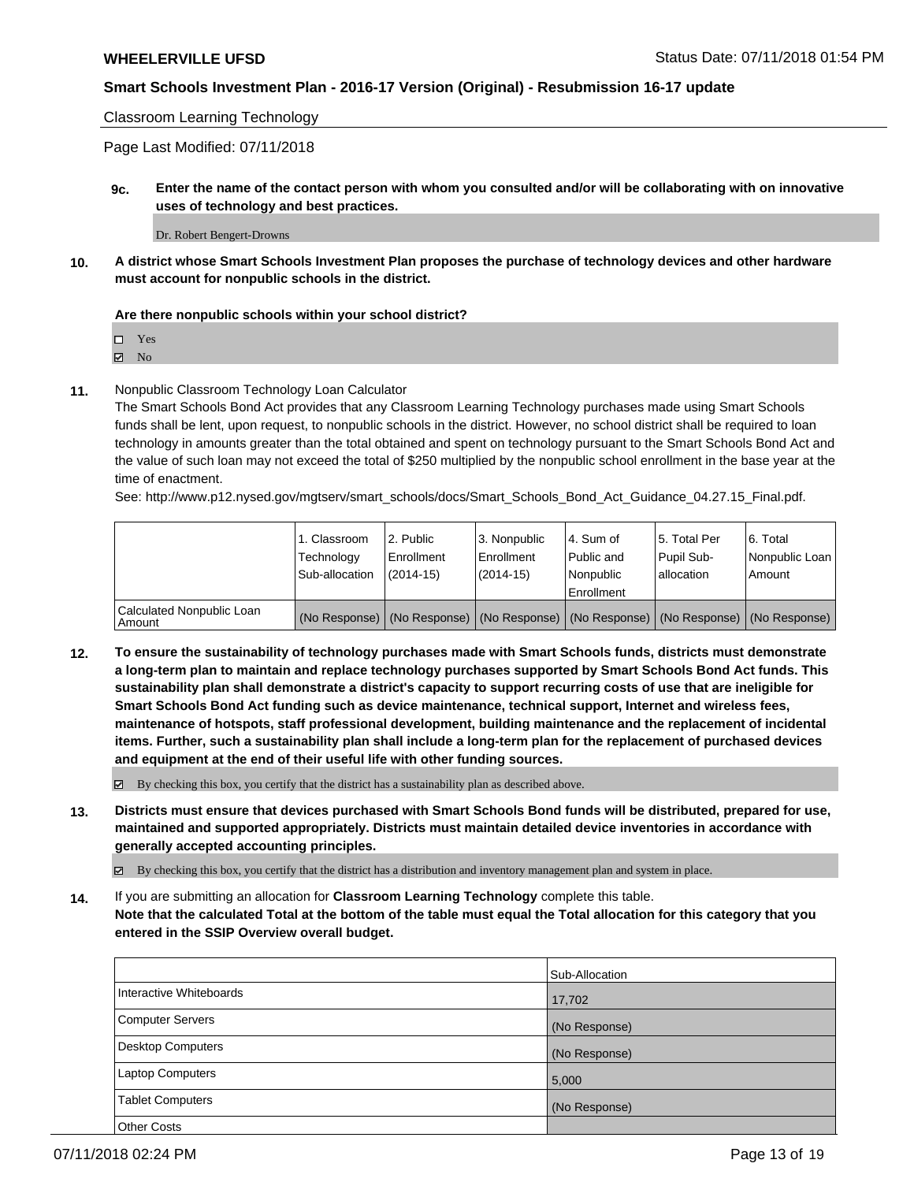Classroom Learning Technology

Page Last Modified: 07/11/2018

**9c. Enter the name of the contact person with whom you consulted and/or will be collaborating with on innovative uses of technology and best practices.**

Dr. Robert Bengert-Drowns

**10. A district whose Smart Schools Investment Plan proposes the purchase of technology devices and other hardware must account for nonpublic schools in the district.**

**Are there nonpublic schools within your school district?**

- ☐ Yes
- ☑ No

**11.** Nonpublic Classroom Technology Loan Calculator

The Smart Schools Bond Act provides that any Classroom Learning Technology purchases made using Smart Schools funds shall be lent, upon request, to nonpublic schools in the district. However, no school district shall be required to loan technology in amounts greater than the total obtained and spent on technology pursuant to the Smart Schools Bond Act and the value of such loan may not exceed the total of $250 multiplied by the nonpublic school enrollment in the base year at the time of enactment.

See: http://www.p12.nysed.gov/mgtserv/smart_schools/docs/Smart_Schools_Bond_Act_Guidance_04.27.15_Final.pdf.

| | 1. Classroom Technology Sub-allocation | 2. Public Enrollment (2014-15) | 3. Nonpublic Enrollment (2014-15) | 4. Sum of Public and Nonpublic Enrollment | 5. Total Per Pupil Sub-allocation | 6. Total Nonpublic Loan Amount |
|---|---|---|---|---|---|---|
| Calculated Nonpublic Loan Amount | (No Response) | (No Response) | (No Response) | (No Response) | (No Response) | (No Response) |

**12. To ensure the sustainability of technology purchases made with Smart Schools funds, districts must demonstrate a long-term plan to maintain and replace technology purchases supported by Smart Schools Bond Act funds. This sustainability plan shall demonstrate a district's capacity to support recurring costs of use that are ineligible for Smart Schools Bond Act funding such as device maintenance, technical support, Internet and wireless fees, maintenance of hotspots, staff professional development, building maintenance and the replacement of incidental items. Further, such a sustainability plan shall include a long-term plan for the replacement of purchased devices and equipment at the end of their useful life with other funding sources.**

- ☑ By checking this box, you certify that the district has a sustainability plan as described above.

**13. Districts must ensure that devices purchased with Smart Schools Bond funds will be distributed, prepared for use, maintained and supported appropriately. Districts must maintain detailed device inventories in accordance with generally accepted accounting principles.**

- ☑ By checking this box, you certify that the district has a distribution and inventory management plan and system in place.

**14.** If you are submitting an allocation for **Classroom Learning Technology** complete this table.
**Note that the calculated Total at the bottom of the table must equal the Total allocation for this category that you entered in the SSIP Overview overall budget.**

| | Sub-Allocation |
|---|---|
| Interactive Whiteboards | 17,702 |
| Computer Servers | (No Response) |
| Desktop Computers | (No Response) |
| Laptop Computers | 5,000 |
| Tablet Computers | (No Response) |
| Other Costs | |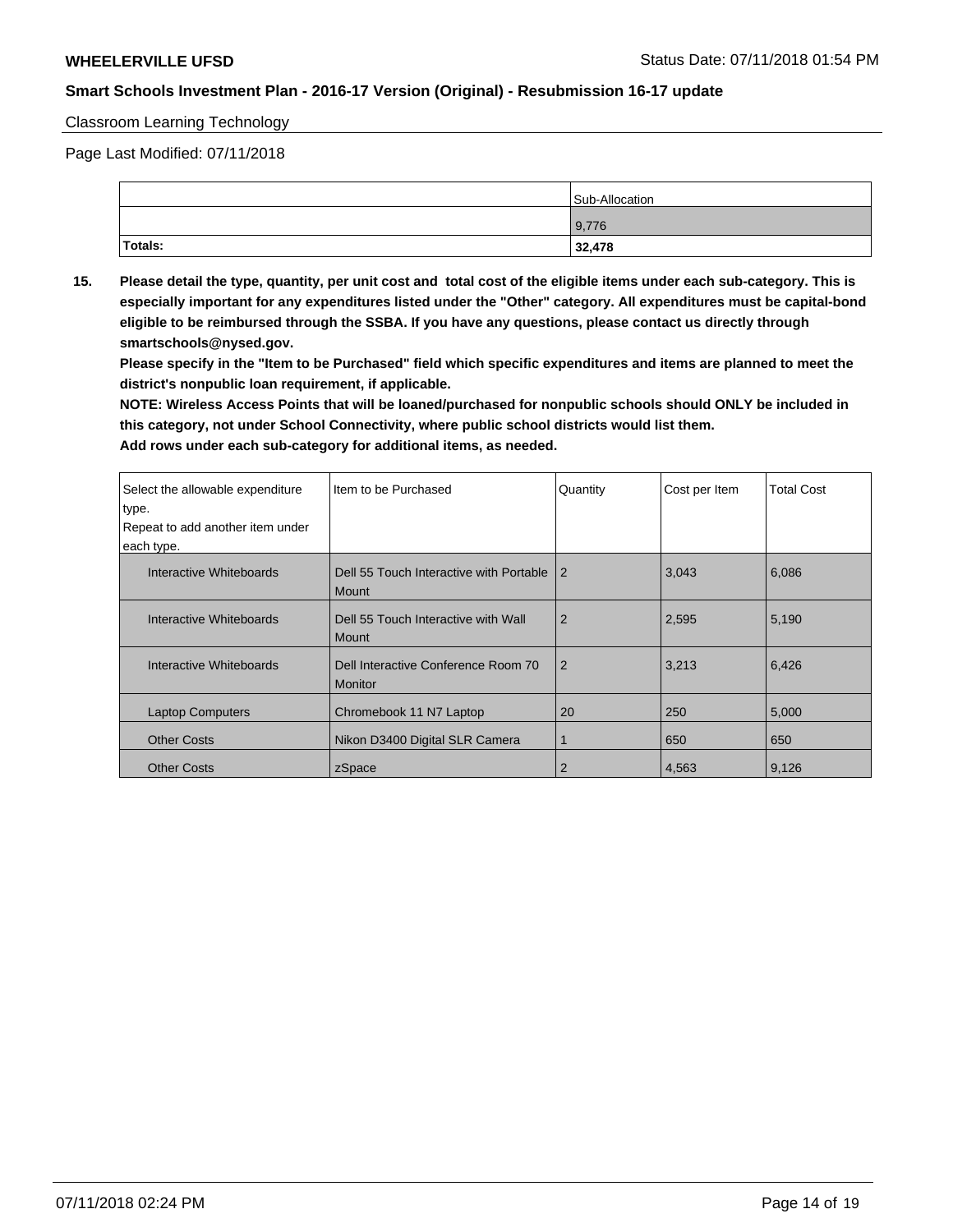Classroom Learning Technology

Page Last Modified: 07/11/2018

| | Sub-Allocation |
|---|---|
| | 9,776 |
| **Totals:** | **32,478** |

**15. Please detail the type, quantity, per unit cost and total cost of the eligible items under each sub-category. This is especially important for any expenditures listed under the "Other" category. All expenditures must be capital-bond eligible to be reimbursed through the SSBA. If you have any questions, please contact us directly through smartschools@nysed.gov.**

**Please specify in the "Item to be Purchased" field which specific expenditures and items are planned to meet the district's nonpublic loan requirement, if applicable.**

**NOTE: Wireless Access Points that will be loaned/purchased for nonpublic schools should ONLY be included in this category, not under School Connectivity, where public school districts would list them.**

**Add rows under each sub-category for additional items, as needed.**

| Select the allowable expenditure type. Repeat to add another item under each type. | Item to be Purchased | Quantity | Cost per Item | Total Cost |
|---|---|---|---|---|
| Interactive Whiteboards | Dell 55 Touch Interactive with Portable Mount | 2 | 3,043 | 6,086 |
| Interactive Whiteboards | Dell 55 Touch Interactive with Wall Mount | 2 | 2,595 | 5,190 |
| Interactive Whiteboards | Dell Interactive Conference Room 70 Monitor | 2 | 3,213 | 6,426 |
| Laptop Computers | Chromebook 11 N7 Laptop | 20 | 250 | 5,000 |
| Other Costs | Nikon D3400 Digital SLR Camera | 1 | 650 | 650 |
| Other Costs | zSpace | 2 | 4,563 | 9,126 |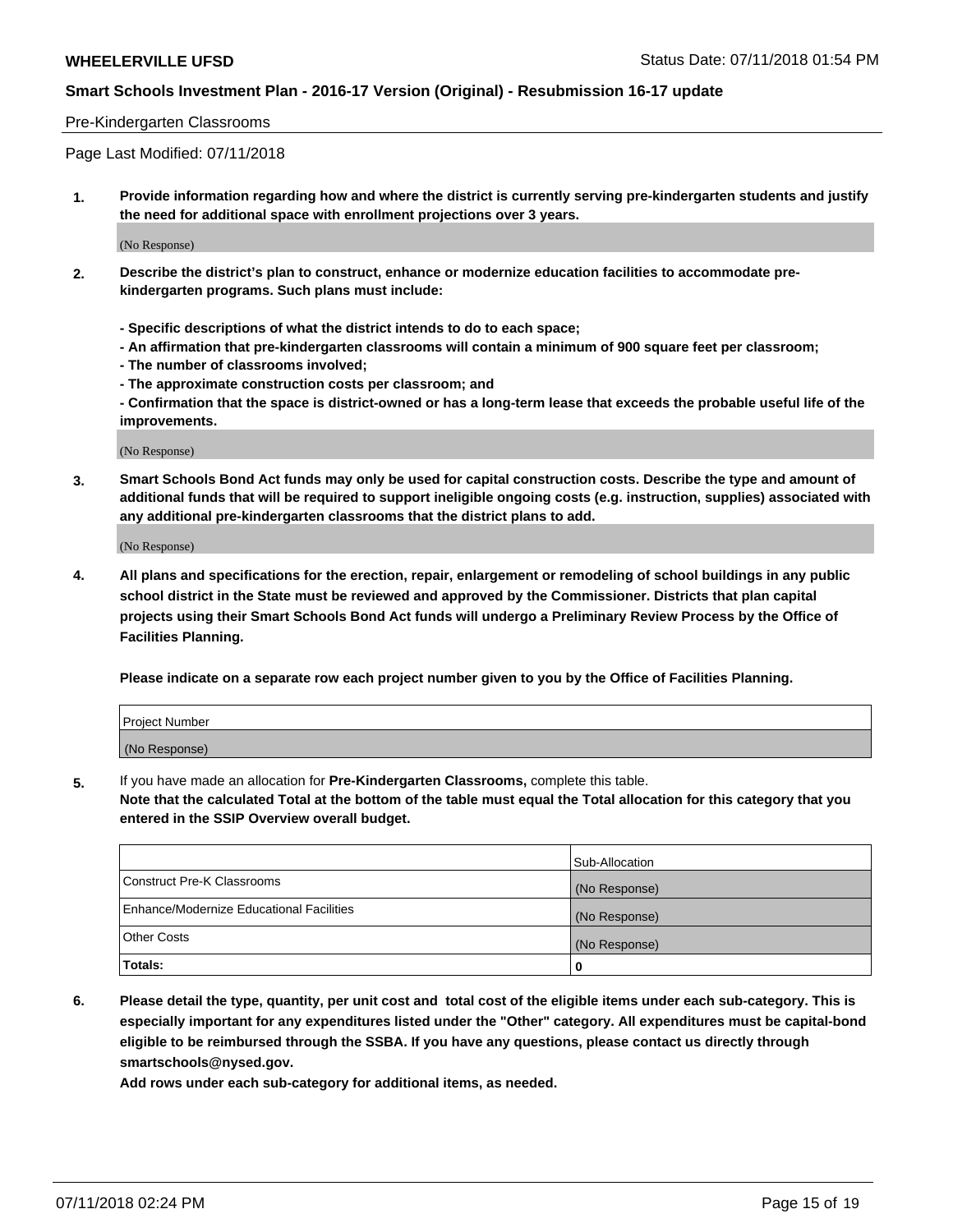Pre-Kindergarten Classrooms

Page Last Modified: 07/11/2018

**1. Provide information regarding how and where the district is currently serving pre-kindergarten students and justify the need for additional space with enrollment projections over 3 years.**

(No Response)

**2. Describe the district's plan to construct, enhance or modernize education facilities to accommodate pre-kindergarten programs. Such plans must include:**

**- Specific descriptions of what the district intends to do to each space;**
**- An affirmation that pre-kindergarten classrooms will contain a minimum of 900 square feet per classroom;**
**- The number of classrooms involved;**
**- The approximate construction costs per classroom; and**
**- Confirmation that the space is district-owned or has a long-term lease that exceeds the probable useful life of the improvements.**

(No Response)

**3. Smart Schools Bond Act funds may only be used for capital construction costs. Describe the type and amount of additional funds that will be required to support ineligible ongoing costs (e.g. instruction, supplies) associated with any additional pre-kindergarten classrooms that the district plans to add.**

(No Response)

**4. All plans and specifications for the erection, repair, enlargement or remodeling of school buildings in any public school district in the State must be reviewed and approved by the Commissioner. Districts that plan capital projects using their Smart Schools Bond Act funds will undergo a Preliminary Review Process by the Office of Facilities Planning.**

**Please indicate on a separate row each project number given to you by the Office of Facilities Planning.**

| Project Number |
| --- |
| (No Response) |

5. If you have made an allocation for **Pre-Kindergarten Classrooms,** complete this table.
**Note that the calculated Total at the bottom of the table must equal the Total allocation for this category that you entered in the SSIP Overview overall budget.**

| | Sub-Allocation |
| --- | --- |
| Construct Pre-K Classrooms | (No Response) |
| Enhance/Modernize Educational Facilities | (No Response) |
| Other Costs | (No Response) |
| **Totals:** | **0** |

**6. Please detail the type, quantity, per unit cost and total cost of the eligible items under each sub-category. This is especially important for any expenditures listed under the "Other" category. All expenditures must be capital-bond eligible to be reimbursed through the SSBA. If you have any questions, please contact us directly through smartschools@nysed.gov.**

**Add rows under each sub-category for additional items, as needed.**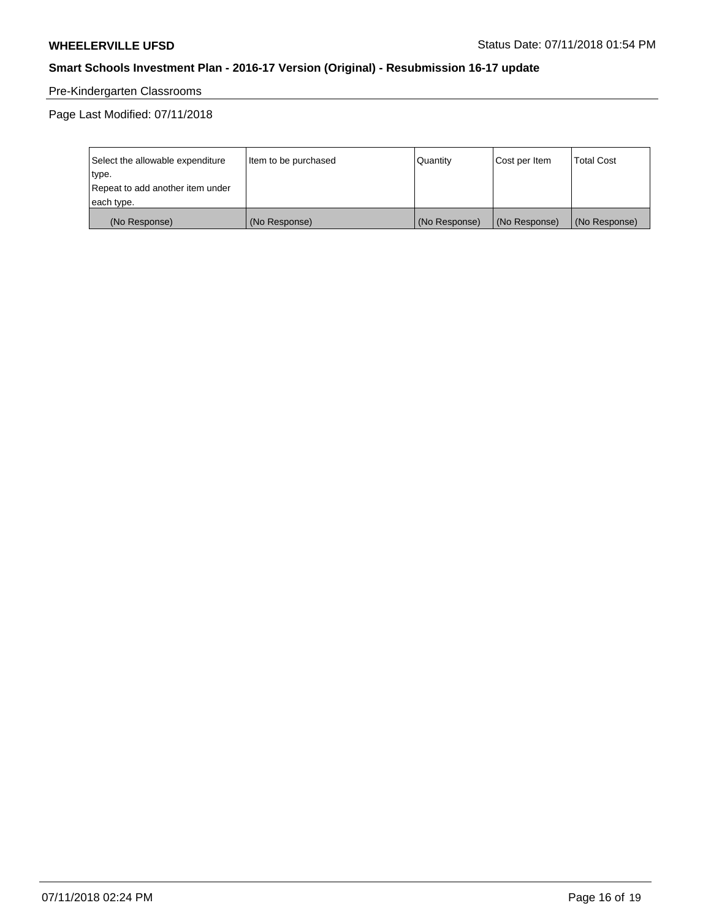Pre-Kindergarten Classrooms

Page Last Modified: 07/11/2018

| Select the allowable expenditure type. Repeat to add another item under each type. | Item to be purchased | Quantity | Cost per Item | Total Cost |
|---|---|---|---|---|
| (No Response) | (No Response) | (No Response) | (No Response) | (No Response) |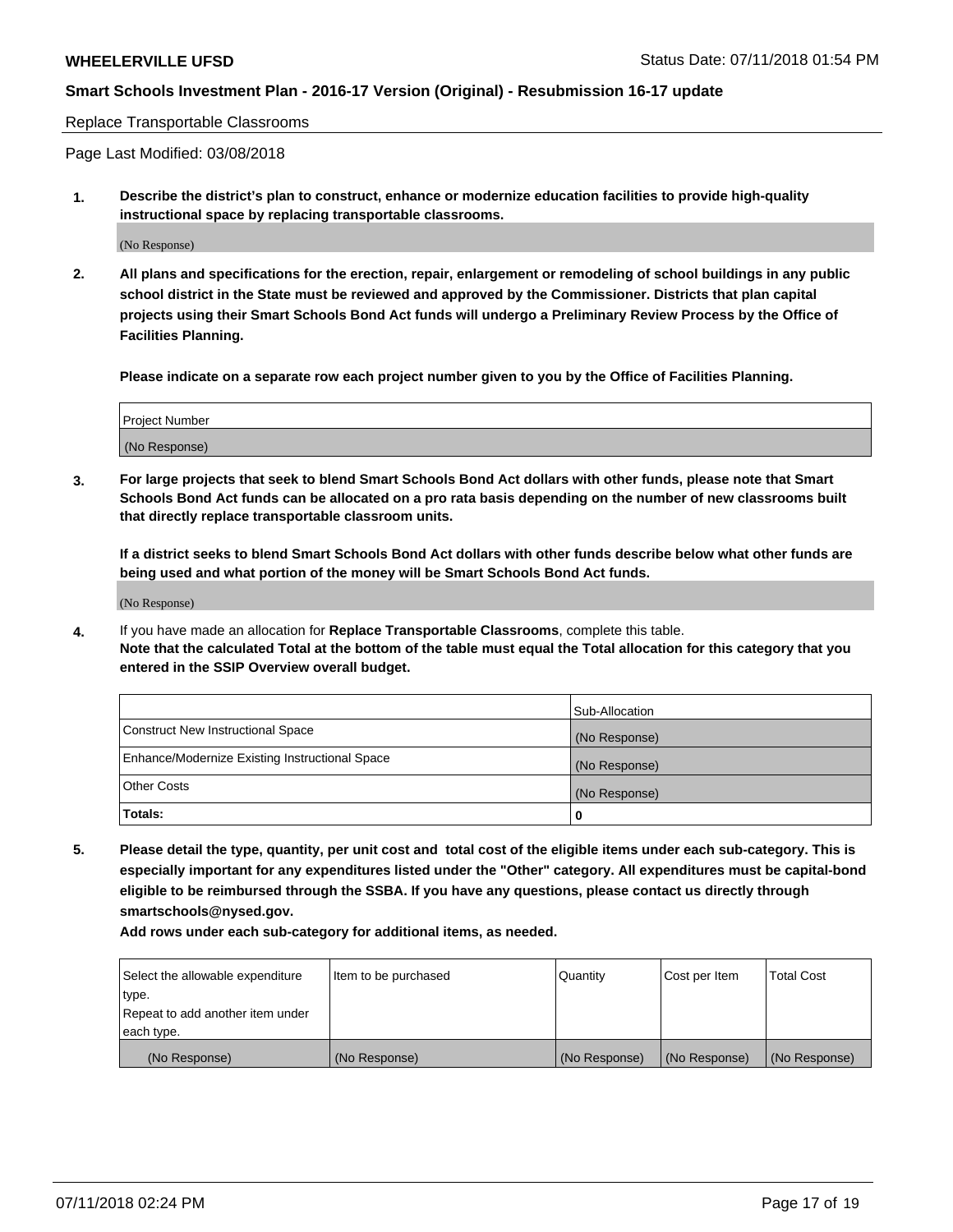Replace Transportable Classrooms

Page Last Modified: 03/08/2018

**1. Describe the district's plan to construct, enhance or modernize education facilities to provide high-quality instructional space by replacing transportable classrooms.**

(No Response)

**2. All plans and specifications for the erection, repair, enlargement or remodeling of school buildings in any public school district in the State must be reviewed and approved by the Commissioner. Districts that plan capital projects using their Smart Schools Bond Act funds will undergo a Preliminary Review Process by the Office of Facilities Planning.**

**Please indicate on a separate row each project number given to you by the Office of Facilities Planning.**

| Project Number |
|---|
| (No Response) |

**3. For large projects that seek to blend Smart Schools Bond Act dollars with other funds, please note that Smart Schools Bond Act funds can be allocated on a pro rata basis depending on the number of new classrooms built that directly replace transportable classroom units.**

**If a district seeks to blend Smart Schools Bond Act dollars with other funds describe below what other funds are being used and what portion of the money will be Smart Schools Bond Act funds.**

(No Response)

**4.** If you have made an allocation for **Replace Transportable Classrooms**, complete this table. **Note that the calculated Total at the bottom of the table must equal the Total allocation for this category that you entered in the SSIP Overview overall budget.**

| | Sub-Allocation |
|---|---|
| Construct New Instructional Space | (No Response) |
| Enhance/Modernize Existing Instructional Space | (No Response) |
| Other Costs | (No Response) |
| **Totals:** | **0** |

**5. Please detail the type, quantity, per unit cost and total cost of the eligible items under each sub-category. This is especially important for any expenditures listed under the "Other" category. All expenditures must be capital-bond eligible to be reimbursed through the SSBA. If you have any questions, please contact us directly through smartschools@nysed.gov.**

**Add rows under each sub-category for additional items, as needed.**

| Select the allowable expenditure type. Repeat to add another item under each type. | Item to be purchased | Quantity | Cost per Item | Total Cost |
|---|---|---|---|---|
| (No Response) | (No Response) | (No Response) | (No Response) | (No Response) |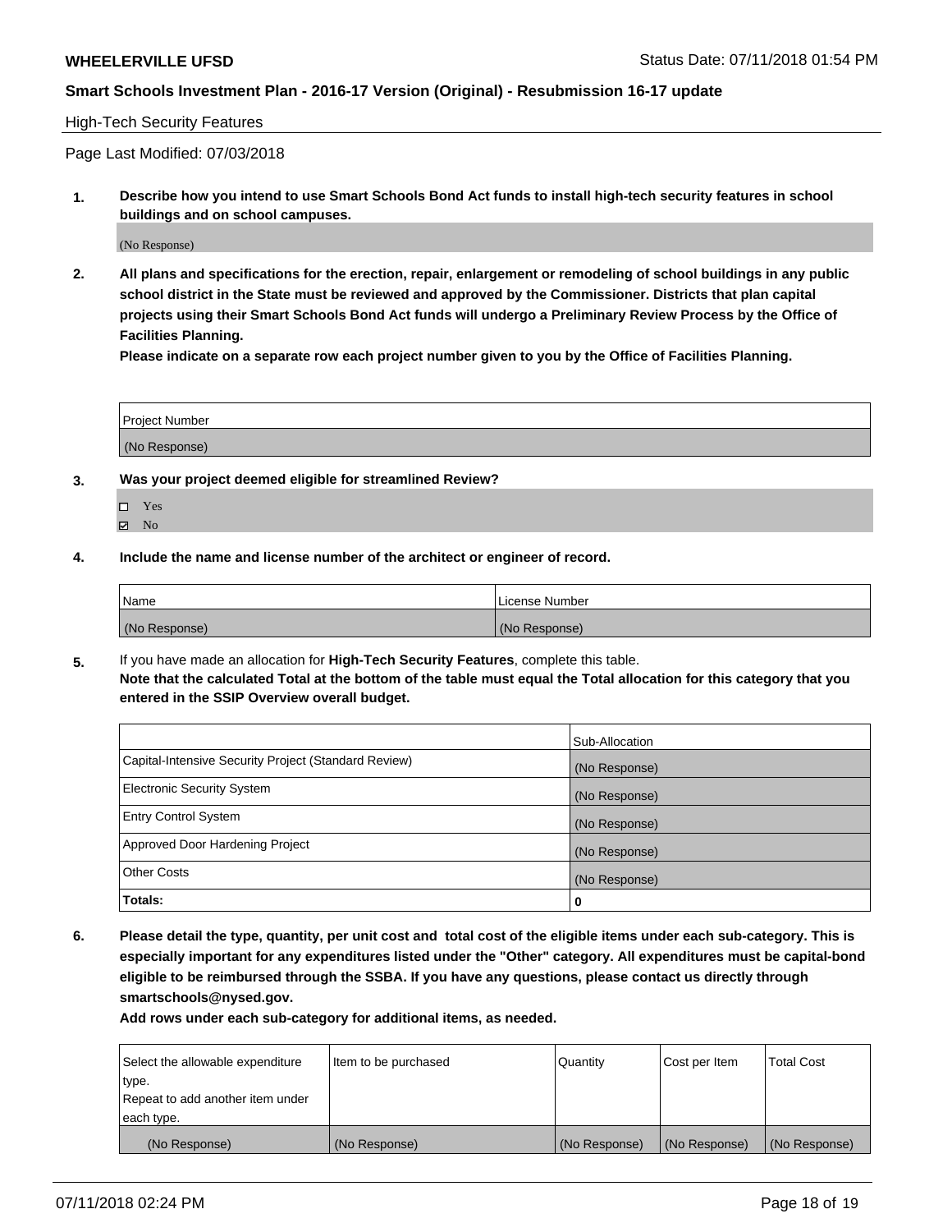**WHEELERVILLE UFSD** Status Date: 07/11/2018 01:54 PM

**Smart Schools Investment Plan - 2016-17 Version (Original) - Resubmission 16-17 update**

High-Tech Security Features

Page Last Modified: 07/03/2018

1. **Describe how you intend to use Smart Schools Bond Act funds to install high-tech security features in school buildings and on school campuses.**

   (No Response)

2. **All plans and specifications for the erection, repair, enlargement or remodeling of school buildings in any public school district in the State must be reviewed and approved by the Commissioner. Districts that plan capital projects using their Smart Schools Bond Act funds will undergo a Preliminary Review Process by the Office of Facilities Planning.**

   **Please indicate on a separate row each project number given to you by the Office of Facilities Planning.**

| Project Number |
| --- |
| (No Response) |

3. **Was your project deemed eligible for streamlined Review?**

   ☐ Yes
   ☑ No

4. **Include the name and license number of the architect or engineer of record.**

| Name | License Number |
| --- | --- |
| (No Response) | (No Response) |

5. If you have made an allocation for **High-Tech Security Features**, complete this table.
   **Note that the calculated Total at the bottom of the table must equal the Total allocation for this category that you entered in the SSIP Overview overall budget.**

| | Sub-Allocation |
| --- | --- |
| Capital-Intensive Security Project (Standard Review) | (No Response) |
| Electronic Security System | (No Response) |
| Entry Control System | (No Response) |
| Approved Door Hardening Project | (No Response) |
| Other Costs | (No Response) |
| **Totals:** | **0** |

6. **Please detail the type, quantity, per unit cost and total cost of the eligible items under each sub-category. This is especially important for any expenditures listed under the "Other" category. All expenditures must be capital-bond eligible to be reimbursed through the SSBA. If you have any questions, please contact us directly through smartschools@nysed.gov.**

   **Add rows under each sub-category for additional items, as needed.**

| Select the allowable expenditure type. Repeat to add another item under each type. | Item to be purchased | Quantity | Cost per Item | Total Cost |
| --- | --- | --- | --- | --- |
| (No Response) | (No Response) | (No Response) | (No Response) | (No Response) |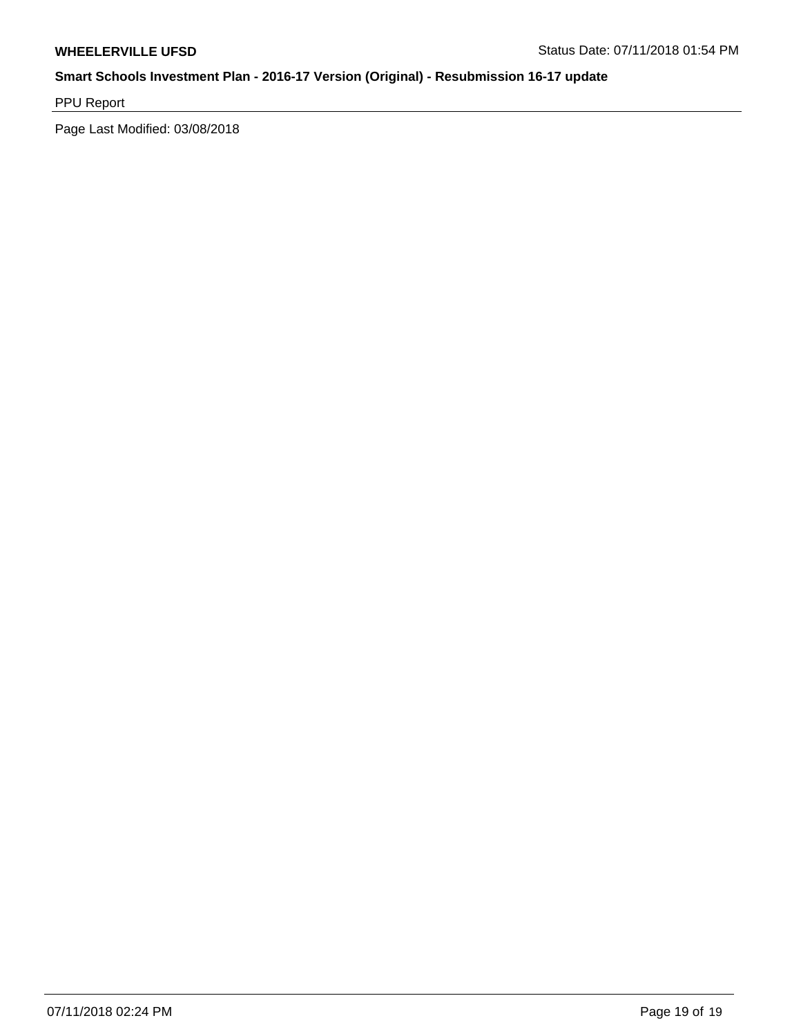PPU Report

Page Last Modified: 03/08/2018